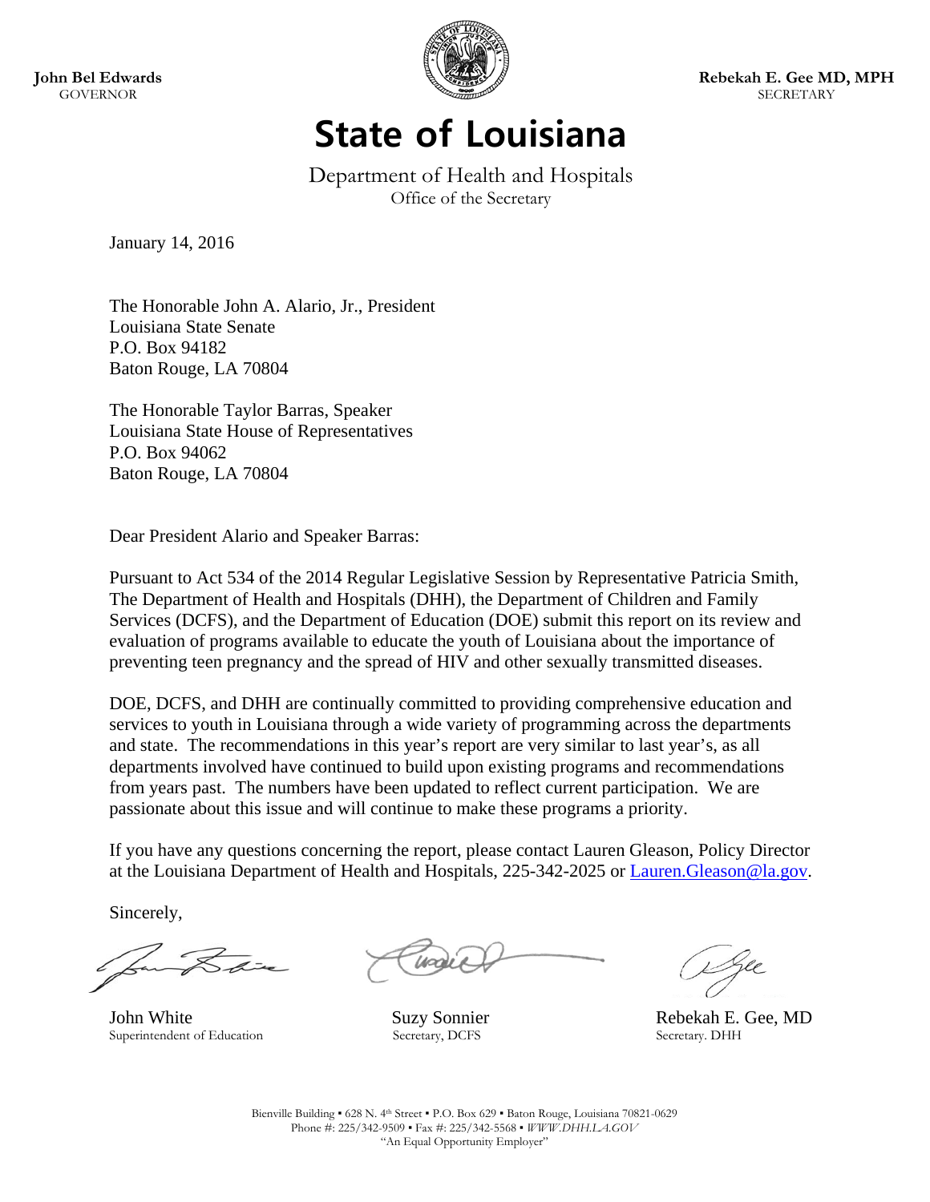**John Bel Edwards**
GOVERNOR

**Rebekah E. Gee MD, MPH**
SECRETARY

# State of Louisiana

Department of Health and Hospitals
Office of the Secretary

January 14, 2016

The Honorable John A. Alario, Jr., President
Louisiana State Senate
P.O. Box 94182
Baton Rouge, LA 70804

The Honorable Taylor Barras, Speaker
Louisiana State House of Representatives
P.O. Box 94062
Baton Rouge, LA 70804

Dear President Alario and Speaker Barras:

Pursuant to Act 534 of the 2014 Regular Legislative Session by Representative Patricia Smith, The Department of Health and Hospitals (DHH), the Department of Children and Family Services (DCFS), and the Department of Education (DOE) submit this report on its review and evaluation of programs available to educate the youth of Louisiana about the importance of preventing teen pregnancy and the spread of HIV and other sexually transmitted diseases.

DOE, DCFS, and DHH are continually committed to providing comprehensive education and services to youth in Louisiana through a wide variety of programming across the departments and state. The recommendations in this year's report are very similar to last year's, as all departments involved have continued to build upon existing programs and recommendations from years past. The numbers have been updated to reflect current participation. We are passionate about this issue and will continue to make these programs a priority.

If you have any questions concerning the report, please contact Lauren Gleason, Policy Director at the Louisiana Department of Health and Hospitals, 225-342-2025 or Lauren.Gleason@la.gov.

Sincerely,

John White
Superintendent of Education

Suzy Sonnier
Secretary, DCFS

Rebekah E. Gee, MD
Secretary. DHH

Bienville Building ▪ 628 N. 4th Street ▪ P.O. Box 629 ▪ Baton Rouge, Louisiana 70821-0629
Phone #: 225/342-9509 ▪ Fax #: 225/342-5568 ▪ *WWW.DHH.LA.GOV*
"An Equal Opportunity Employer"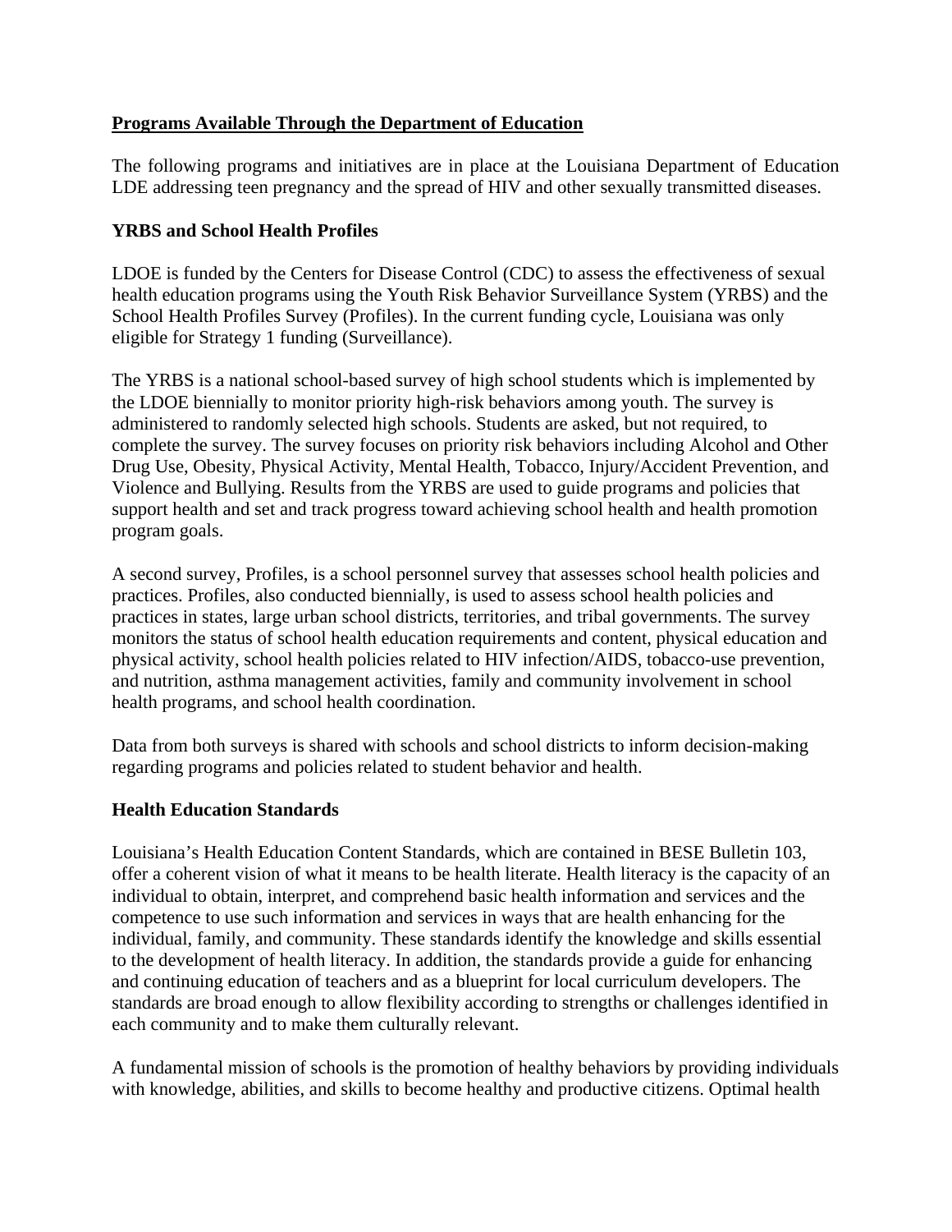## Programs Available Through the Department of Education

The following programs and initiatives are in place at the Louisiana Department of Education LDE addressing teen pregnancy and the spread of HIV and other sexually transmitted diseases.

### YRBS and School Health Profiles

LDOE is funded by the Centers for Disease Control (CDC) to assess the effectiveness of sexual health education programs using the Youth Risk Behavior Surveillance System (YRBS) and the School Health Profiles Survey (Profiles). In the current funding cycle, Louisiana was only eligible for Strategy 1 funding (Surveillance).

The YRBS is a national school-based survey of high school students which is implemented by the LDOE biennially to monitor priority high-risk behaviors among youth. The survey is administered to randomly selected high schools. Students are asked, but not required, to complete the survey. The survey focuses on priority risk behaviors including Alcohol and Other Drug Use, Obesity, Physical Activity, Mental Health, Tobacco, Injury/Accident Prevention, and Violence and Bullying. Results from the YRBS are used to guide programs and policies that support health and set and track progress toward achieving school health and health promotion program goals.

A second survey, Profiles, is a school personnel survey that assesses school health policies and practices. Profiles, also conducted biennially, is used to assess school health policies and practices in states, large urban school districts, territories, and tribal governments. The survey monitors the status of school health education requirements and content, physical education and physical activity, school health policies related to HIV infection/AIDS, tobacco-use prevention, and nutrition, asthma management activities, family and community involvement in school health programs, and school health coordination.

Data from both surveys is shared with schools and school districts to inform decision-making regarding programs and policies related to student behavior and health.

### Health Education Standards

Louisiana's Health Education Content Standards, which are contained in BESE Bulletin 103, offer a coherent vision of what it means to be health literate. Health literacy is the capacity of an individual to obtain, interpret, and comprehend basic health information and services and the competence to use such information and services in ways that are health enhancing for the individual, family, and community. These standards identify the knowledge and skills essential to the development of health literacy. In addition, the standards provide a guide for enhancing and continuing education of teachers and as a blueprint for local curriculum developers. The standards are broad enough to allow flexibility according to strengths or challenges identified in each community and to make them culturally relevant.

A fundamental mission of schools is the promotion of healthy behaviors by providing individuals with knowledge, abilities, and skills to become healthy and productive citizens. Optimal health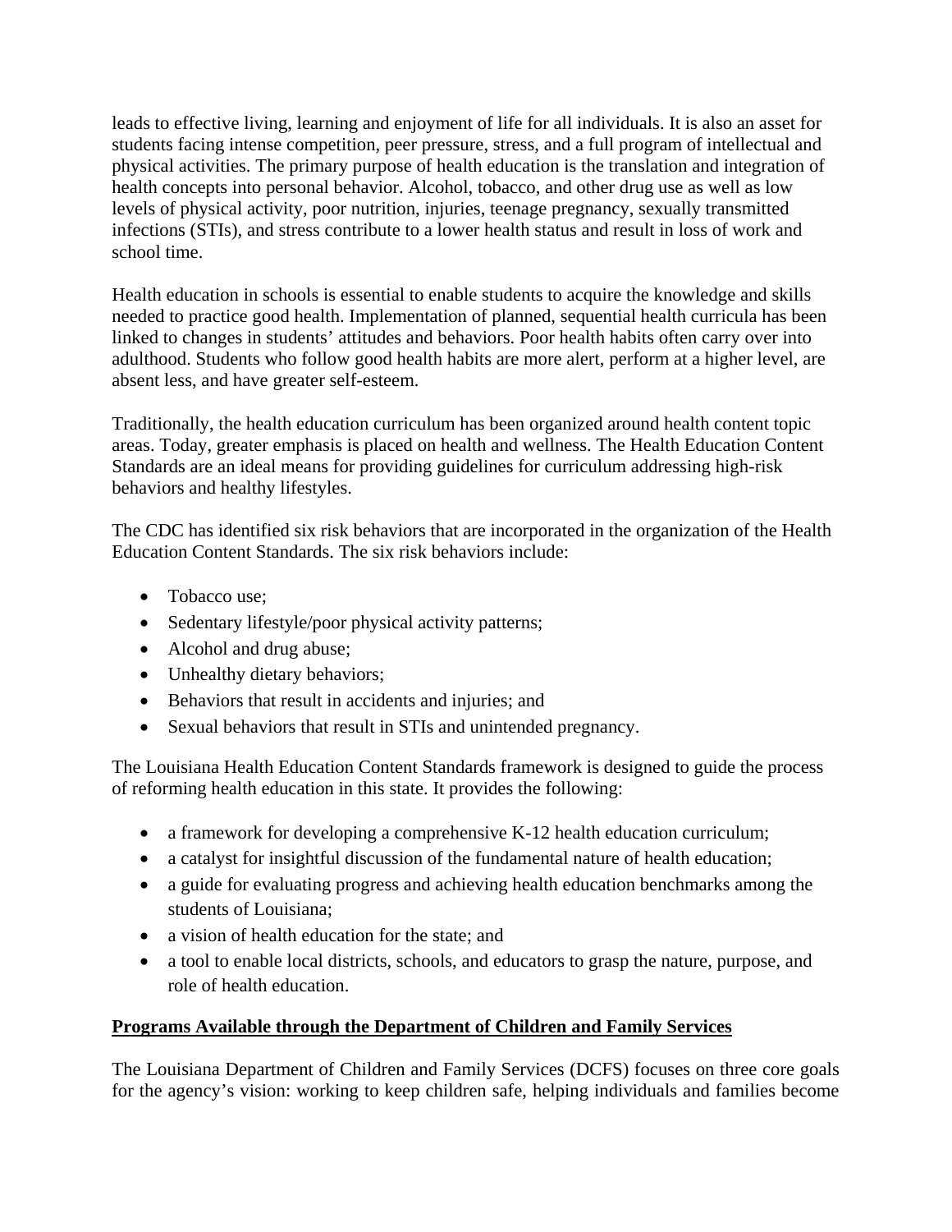leads to effective living, learning and enjoyment of life for all individuals. It is also an asset for students facing intense competition, peer pressure, stress, and a full program of intellectual and physical activities. The primary purpose of health education is the translation and integration of health concepts into personal behavior. Alcohol, tobacco, and other drug use as well as low levels of physical activity, poor nutrition, injuries, teenage pregnancy, sexually transmitted infections (STIs), and stress contribute to a lower health status and result in loss of work and school time.

Health education in schools is essential to enable students to acquire the knowledge and skills needed to practice good health. Implementation of planned, sequential health curricula has been linked to changes in students' attitudes and behaviors. Poor health habits often carry over into adulthood. Students who follow good health habits are more alert, perform at a higher level, are absent less, and have greater self-esteem.

Traditionally, the health education curriculum has been organized around health content topic areas. Today, greater emphasis is placed on health and wellness. The Health Education Content Standards are an ideal means for providing guidelines for curriculum addressing high-risk behaviors and healthy lifestyles.

The CDC has identified six risk behaviors that are incorporated in the organization of the Health Education Content Standards. The six risk behaviors include:

- Tobacco use;
- Sedentary lifestyle/poor physical activity patterns;
- Alcohol and drug abuse;
- Unhealthy dietary behaviors;
- Behaviors that result in accidents and injuries; and
- Sexual behaviors that result in STIs and unintended pregnancy.

The Louisiana Health Education Content Standards framework is designed to guide the process of reforming health education in this state. It provides the following:

- a framework for developing a comprehensive K-12 health education curriculum;
- a catalyst for insightful discussion of the fundamental nature of health education;
- a guide for evaluating progress and achieving health education benchmarks among the students of Louisiana;
- a vision of health education for the state; and
- a tool to enable local districts, schools, and educators to grasp the nature, purpose, and role of health education.

**Programs Available through the Department of Children and Family Services**

The Louisiana Department of Children and Family Services (DCFS) focuses on three core goals for the agency's vision: working to keep children safe, helping individuals and families become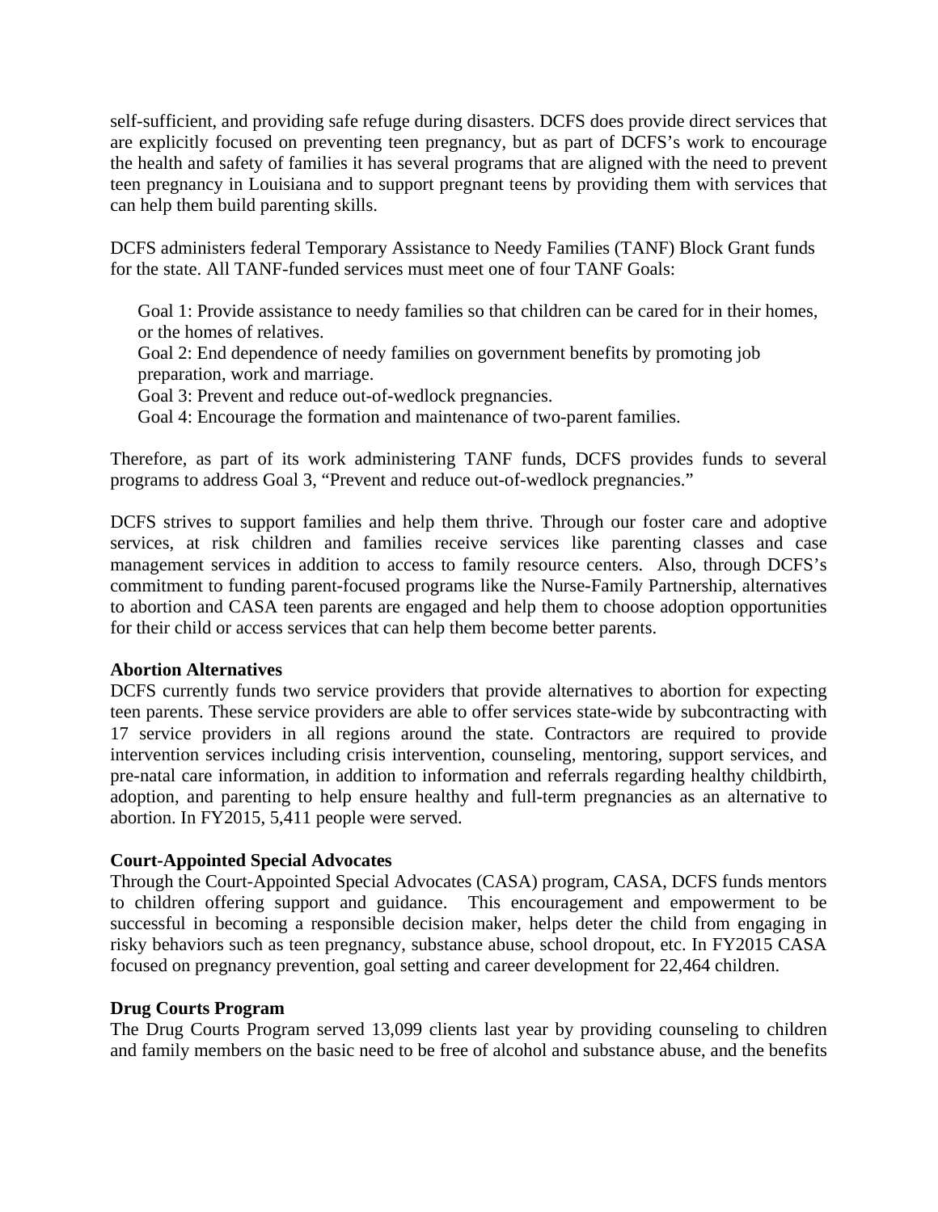self-sufficient, and providing safe refuge during disasters. DCFS does provide direct services that are explicitly focused on preventing teen pregnancy, but as part of DCFS's work to encourage the health and safety of families it has several programs that are aligned with the need to prevent teen pregnancy in Louisiana and to support pregnant teens by providing them with services that can help them build parenting skills.

DCFS administers federal Temporary Assistance to Needy Families (TANF) Block Grant funds for the state. All TANF-funded services must meet one of four TANF Goals:

Goal 1: Provide assistance to needy families so that children can be cared for in their homes, or the homes of relatives.
Goal 2: End dependence of needy families on government benefits by promoting job preparation, work and marriage.
Goal 3: Prevent and reduce out-of-wedlock pregnancies.
Goal 4: Encourage the formation and maintenance of two-parent families.

Therefore, as part of its work administering TANF funds, DCFS provides funds to several programs to address Goal 3, "Prevent and reduce out-of-wedlock pregnancies."

DCFS strives to support families and help them thrive. Through our foster care and adoptive services, at risk children and families receive services like parenting classes and case management services in addition to access to family resource centers. Also, through DCFS's commitment to funding parent-focused programs like the Nurse-Family Partnership, alternatives to abortion and CASA teen parents are engaged and help them to choose adoption opportunities for their child or access services that can help them become better parents.

**Abortion Alternatives**
DCFS currently funds two service providers that provide alternatives to abortion for expecting teen parents. These service providers are able to offer services state-wide by subcontracting with 17 service providers in all regions around the state. Contractors are required to provide intervention services including crisis intervention, counseling, mentoring, support services, and pre-natal care information, in addition to information and referrals regarding healthy childbirth, adoption, and parenting to help ensure healthy and full-term pregnancies as an alternative to abortion. In FY2015, 5,411 people were served.

**Court-Appointed Special Advocates**
Through the Court-Appointed Special Advocates (CASA) program, CASA, DCFS funds mentors to children offering support and guidance. This encouragement and empowerment to be successful in becoming a responsible decision maker, helps deter the child from engaging in risky behaviors such as teen pregnancy, substance abuse, school dropout, etc. In FY2015 CASA focused on pregnancy prevention, goal setting and career development for 22,464 children.

**Drug Courts Program**
The Drug Courts Program served 13,099 clients last year by providing counseling to children and family members on the basic need to be free of alcohol and substance abuse, and the benefits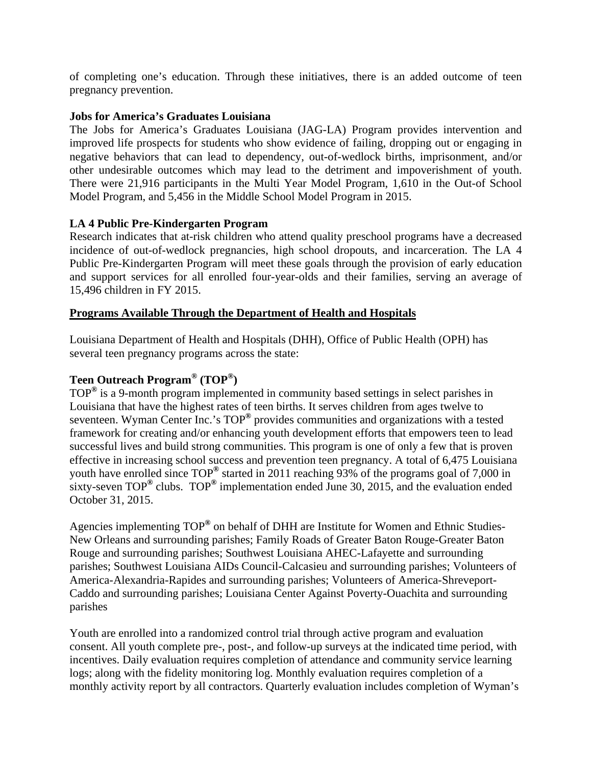of completing one's education. Through these initiatives, there is an added outcome of teen pregnancy prevention.

**Jobs for America's Graduates Louisiana**

The Jobs for America's Graduates Louisiana (JAG-LA) Program provides intervention and improved life prospects for students who show evidence of failing, dropping out or engaging in negative behaviors that can lead to dependency, out-of-wedlock births, imprisonment, and/or other undesirable outcomes which may lead to the detriment and impoverishment of youth. There were 21,916 participants in the Multi Year Model Program, 1,610 in the Out-of School Model Program, and 5,456 in the Middle School Model Program in 2015.

**LA 4 Public Pre-Kindergarten Program**

Research indicates that at-risk children who attend quality preschool programs have a decreased incidence of out-of-wedlock pregnancies, high school dropouts, and incarceration. The LA 4 Public Pre-Kindergarten Program will meet these goals through the provision of early education and support services for all enrolled four-year-olds and their families, serving an average of 15,496 children in FY 2015.

**<u>Programs Available Through the Department of Health and Hospitals</u>**

Louisiana Department of Health and Hospitals (DHH), Office of Public Health (OPH) has several teen pregnancy programs across the state:

**Teen Outreach Program® (TOP®)**

TOP® is a 9-month program implemented in community based settings in select parishes in Louisiana that have the highest rates of teen births. It serves children from ages twelve to seventeen. Wyman Center Inc.'s TOP® provides communities and organizations with a tested framework for creating and/or enhancing youth development efforts that empowers teen to lead successful lives and build strong communities. This program is one of only a few that is proven effective in increasing school success and prevention teen pregnancy. A total of 6,475 Louisiana youth have enrolled since TOP® started in 2011 reaching 93% of the programs goal of 7,000 in sixty-seven TOP® clubs. TOP® implementation ended June 30, 2015, and the evaluation ended October 31, 2015.

Agencies implementing TOP® on behalf of DHH are Institute for Women and Ethnic Studies-New Orleans and surrounding parishes; Family Roads of Greater Baton Rouge-Greater Baton Rouge and surrounding parishes; Southwest Louisiana AHEC-Lafayette and surrounding parishes; Southwest Louisiana AIDs Council-Calcasieu and surrounding parishes; Volunteers of America-Alexandria-Rapides and surrounding parishes; Volunteers of America-Shreveport-Caddo and surrounding parishes; Louisiana Center Against Poverty-Ouachita and surrounding parishes

Youth are enrolled into a randomized control trial through active program and evaluation consent. All youth complete pre-, post-, and follow-up surveys at the indicated time period, with incentives. Daily evaluation requires completion of attendance and community service learning logs; along with the fidelity monitoring log. Monthly evaluation requires completion of a monthly activity report by all contractors. Quarterly evaluation includes completion of Wyman's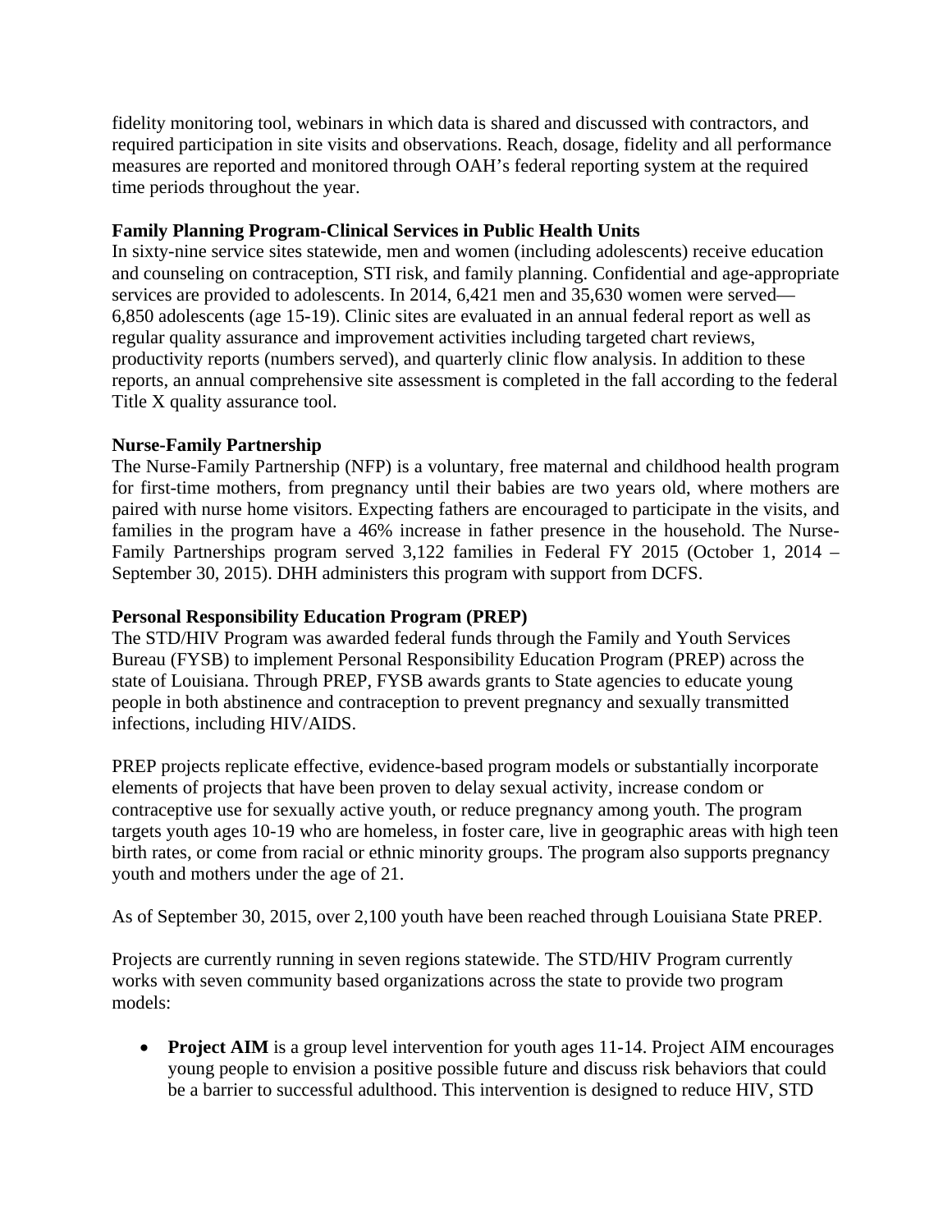fidelity monitoring tool, webinars in which data is shared and discussed with contractors, and required participation in site visits and observations. Reach, dosage, fidelity and all performance measures are reported and monitored through OAH's federal reporting system at the required time periods throughout the year.

**Family Planning Program-Clinical Services in Public Health Units**
In sixty-nine service sites statewide, men and women (including adolescents) receive education and counseling on contraception, STI risk, and family planning. Confidential and age-appropriate services are provided to adolescents. In 2014, 6,421 men and 35,630 women were served—6,850 adolescents (age 15-19). Clinic sites are evaluated in an annual federal report as well as regular quality assurance and improvement activities including targeted chart reviews, productivity reports (numbers served), and quarterly clinic flow analysis. In addition to these reports, an annual comprehensive site assessment is completed in the fall according to the federal Title X quality assurance tool.

**Nurse-Family Partnership**
The Nurse-Family Partnership (NFP) is a voluntary, free maternal and childhood health program for first-time mothers, from pregnancy until their babies are two years old, where mothers are paired with nurse home visitors. Expecting fathers are encouraged to participate in the visits, and families in the program have a 46% increase in father presence in the household. The Nurse-Family Partnerships program served 3,122 families in Federal FY 2015 (October 1, 2014 – September 30, 2015). DHH administers this program with support from DCFS.

**Personal Responsibility Education Program (PREP)**
The STD/HIV Program was awarded federal funds through the Family and Youth Services Bureau (FYSB) to implement Personal Responsibility Education Program (PREP) across the state of Louisiana. Through PREP, FYSB awards grants to State agencies to educate young people in both abstinence and contraception to prevent pregnancy and sexually transmitted infections, including HIV/AIDS.

PREP projects replicate effective, evidence-based program models or substantially incorporate elements of projects that have been proven to delay sexual activity, increase condom or contraceptive use for sexually active youth, or reduce pregnancy among youth. The program targets youth ages 10-19 who are homeless, in foster care, live in geographic areas with high teen birth rates, or come from racial or ethnic minority groups. The program also supports pregnancy youth and mothers under the age of 21.

As of September 30, 2015, over 2,100 youth have been reached through Louisiana State PREP.

Projects are currently running in seven regions statewide. The STD/HIV Program currently works with seven community based organizations across the state to provide two program models:

- **Project AIM** is a group level intervention for youth ages 11-14. Project AIM encourages young people to envision a positive possible future and discuss risk behaviors that could be a barrier to successful adulthood. This intervention is designed to reduce HIV, STD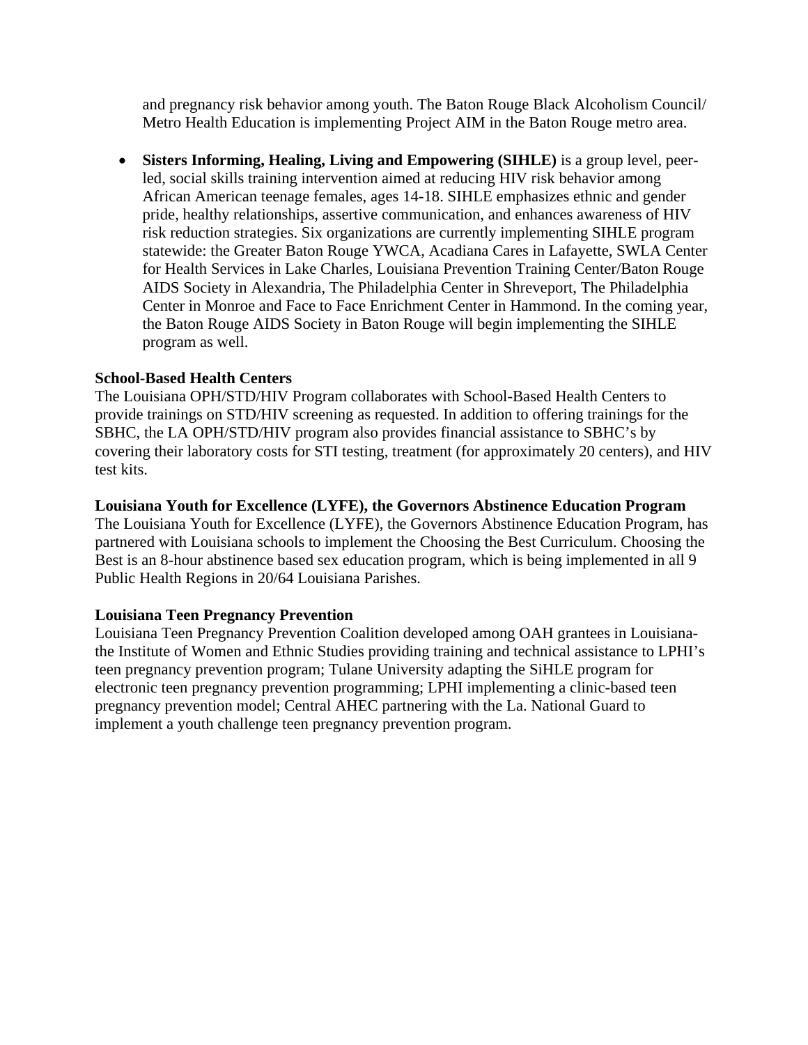and pregnancy risk behavior among youth. The Baton Rouge Black Alcoholism Council/ Metro Health Education is implementing Project AIM in the Baton Rouge metro area.

- **Sisters Informing, Healing, Living and Empowering (SIHLE)** is a group level, peer-led, social skills training intervention aimed at reducing HIV risk behavior among African American teenage females, ages 14-18. SIHLE emphasizes ethnic and gender pride, healthy relationships, assertive communication, and enhances awareness of HIV risk reduction strategies. Six organizations are currently implementing SIHLE program statewide: the Greater Baton Rouge YWCA, Acadiana Cares in Lafayette, SWLA Center for Health Services in Lake Charles, Louisiana Prevention Training Center/Baton Rouge AIDS Society in Alexandria, The Philadelphia Center in Shreveport, The Philadelphia Center in Monroe and Face to Face Enrichment Center in Hammond. In the coming year, the Baton Rouge AIDS Society in Baton Rouge will begin implementing the SIHLE program as well.

**School-Based Health Centers**
The Louisiana OPH/STD/HIV Program collaborates with School-Based Health Centers to provide trainings on STD/HIV screening as requested. In addition to offering trainings for the SBHC, the LA OPH/STD/HIV program also provides financial assistance to SBHC's by covering their laboratory costs for STI testing, treatment (for approximately 20 centers), and HIV test kits.

**Louisiana Youth for Excellence (LYFE), the Governors Abstinence Education Program**
The Louisiana Youth for Excellence (LYFE), the Governors Abstinence Education Program, has partnered with Louisiana schools to implement the Choosing the Best Curriculum. Choosing the Best is an 8-hour abstinence based sex education program, which is being implemented in all 9 Public Health Regions in 20/64 Louisiana Parishes.

**Louisiana Teen Pregnancy Prevention**
Louisiana Teen Pregnancy Prevention Coalition developed among OAH grantees in Louisiana- the Institute of Women and Ethnic Studies providing training and technical assistance to LPHI's teen pregnancy prevention program; Tulane University adapting the SiHLE program for electronic teen pregnancy prevention programming; LPHI implementing a clinic-based teen pregnancy prevention model; Central AHEC partnering with the La. National Guard to implement a youth challenge teen pregnancy prevention program.